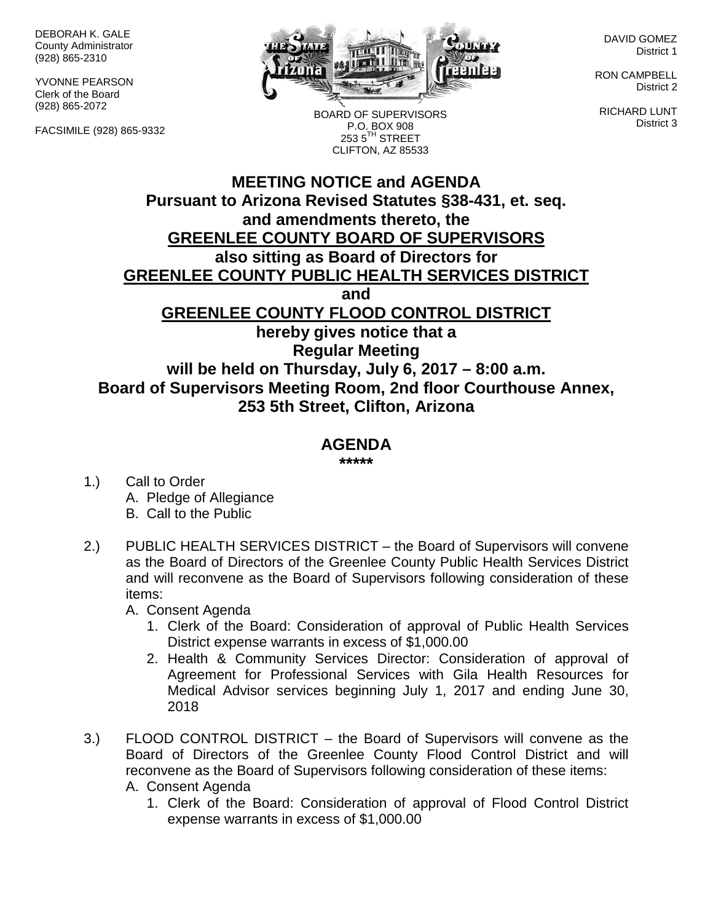DEBORAH K. GALE
County Administrator
(928) 865-2310

YVONNE PEARSON
Clerk of the Board
(928) 865-2072

FACSIMILE (928) 865-9332

BOARD OF SUPERVISORS
P.O. BOX 908
253 5TH STREET
CLIFTON, AZ 85533

DAVID GOMEZ
District 1

RON CAMPBELL
District 2

RICHARD LUNT
District 3

# MEETING NOTICE and AGENDA
**Pursuant to Arizona Revised Statutes §38-431, et. seq. and amendments thereto, the**
**GREENLEE COUNTY BOARD OF SUPERVISORS**
**also sitting as Board of Directors for**
**GREENLEE COUNTY PUBLIC HEALTH SERVICES DISTRICT**
**and**
**GREENLEE COUNTY FLOOD CONTROL DISTRICT**
**hereby gives notice that a**
**Regular Meeting**
**will be held on Thursday, July 6, 2017 – 8:00 a.m.**
**Board of Supervisors Meeting Room, 2nd floor Courthouse Annex, 253 5th Street, Clifton, Arizona**

## AGENDA
*****

1.) Call to Order
   A. Pledge of Allegiance
   B. Call to the Public

2.) PUBLIC HEALTH SERVICES DISTRICT – the Board of Supervisors will convene as the Board of Directors of the Greenlee County Public Health Services District and will reconvene as the Board of Supervisors following consideration of these items:
   A. Consent Agenda
      1. Clerk of the Board: Consideration of approval of Public Health Services District expense warrants in excess of $1,000.00
      2. Health & Community Services Director: Consideration of approval of Agreement for Professional Services with Gila Health Resources for Medical Advisor services beginning July 1, 2017 and ending June 30, 2018

3.) FLOOD CONTROL DISTRICT – the Board of Supervisors will convene as the Board of Directors of the Greenlee County Flood Control District and will reconvene as the Board of Supervisors following consideration of these items:
   A. Consent Agenda
      1. Clerk of the Board: Consideration of approval of Flood Control District expense warrants in excess of $1,000.00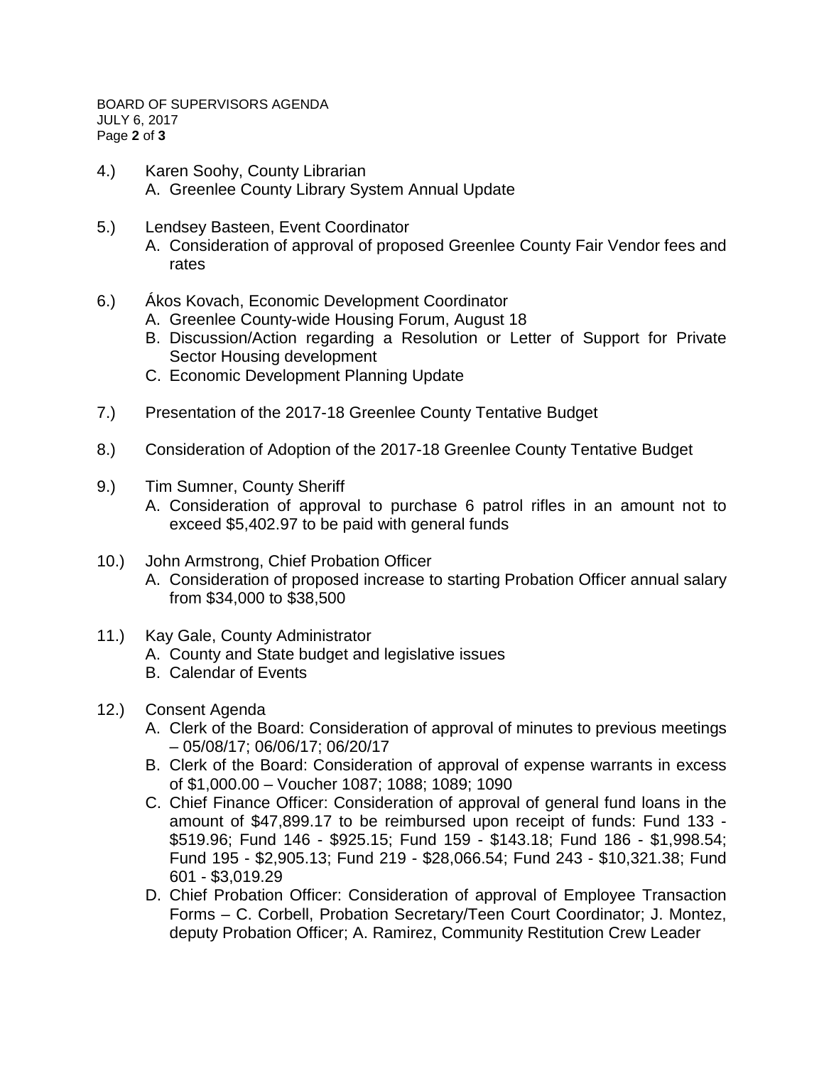4.) Karen Soohy, County Librarian
   A. Greenlee County Library System Annual Update

5.) Lendsey Basteen, Event Coordinator
   A. Consideration of approval of proposed Greenlee County Fair Vendor fees and rates

6.) Ákos Kovach, Economic Development Coordinator
   A. Greenlee County-wide Housing Forum, August 18
   B. Discussion/Action regarding a Resolution or Letter of Support for Private Sector Housing development
   C. Economic Development Planning Update

7.) Presentation of the 2017-18 Greenlee County Tentative Budget

8.) Consideration of Adoption of the 2017-18 Greenlee County Tentative Budget

9.) Tim Sumner, County Sheriff
   A. Consideration of approval to purchase 6 patrol rifles in an amount not to exceed $5,402.97 to be paid with general funds

10.) John Armstrong, Chief Probation Officer
   A. Consideration of proposed increase to starting Probation Officer annual salary from $34,000 to $38,500

11.) Kay Gale, County Administrator
   A. County and State budget and legislative issues
   B. Calendar of Events

12.) Consent Agenda
   A. Clerk of the Board: Consideration of approval of minutes to previous meetings – 05/08/17; 06/06/17; 06/20/17
   B. Clerk of the Board: Consideration of approval of expense warrants in excess of $1,000.00 – Voucher 1087; 1088; 1089; 1090
   C. Chief Finance Officer: Consideration of approval of general fund loans in the amount of $47,899.17 to be reimbursed upon receipt of funds: Fund 133 - $519.96; Fund 146 - $925.15; Fund 159 - $143.18; Fund 186 - $1,998.54; Fund 195 - $2,905.13; Fund 219 - $28,066.54; Fund 243 - $10,321.38; Fund 601 - $3,019.29
   D. Chief Probation Officer: Consideration of approval of Employee Transaction Forms – C. Corbell, Probation Secretary/Teen Court Coordinator; J. Montez, deputy Probation Officer; A. Ramirez, Community Restitution Crew Leader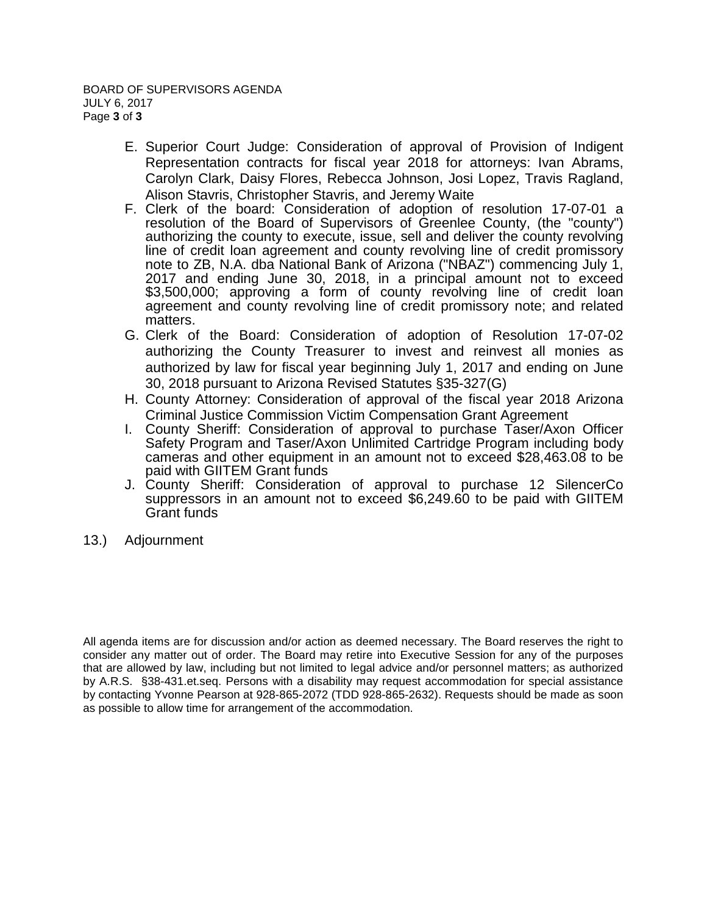E. Superior Court Judge: Consideration of approval of Provision of Indigent Representation contracts for fiscal year 2018 for attorneys: Ivan Abrams, Carolyn Clark, Daisy Flores, Rebecca Johnson, Josi Lopez, Travis Ragland, Alison Stavris, Christopher Stavris, and Jeremy Waite
F. Clerk of the board: Consideration of adoption of resolution 17-07-01 a resolution of the Board of Supervisors of Greenlee County, (the "county") authorizing the county to execute, issue, sell and deliver the county revolving line of credit loan agreement and county revolving line of credit promissory note to ZB, N.A. dba National Bank of Arizona ("NBAZ") commencing July 1, 2017 and ending June 30, 2018, in a principal amount not to exceed $3,500,000; approving a form of county revolving line of credit loan agreement and county revolving line of credit promissory note; and related matters.
G. Clerk of the Board: Consideration of adoption of Resolution 17-07-02 authorizing the County Treasurer to invest and reinvest all monies as authorized by law for fiscal year beginning July 1, 2017 and ending on June 30, 2018 pursuant to Arizona Revised Statutes §35-327(G)
H. County Attorney: Consideration of approval of the fiscal year 2018 Arizona Criminal Justice Commission Victim Compensation Grant Agreement
I. County Sheriff: Consideration of approval to purchase Taser/Axon Officer Safety Program and Taser/Axon Unlimited Cartridge Program including body cameras and other equipment in an amount not to exceed $28,463.08 to be paid with GIITEM Grant funds
J. County Sheriff: Consideration of approval to purchase 12 SilencerCo suppressors in an amount not to exceed $6,249.60 to be paid with GIITEM Grant funds

13.) Adjournment

All agenda items are for discussion and/or action as deemed necessary. The Board reserves the right to consider any matter out of order. The Board may retire into Executive Session for any of the purposes that are allowed by law, including but not limited to legal advice and/or personnel matters; as authorized by A.R.S. §38-431.et.seq. Persons with a disability may request accommodation for special assistance by contacting Yvonne Pearson at 928-865-2072 (TDD 928-865-2632). Requests should be made as soon as possible to allow time for arrangement of the accommodation.